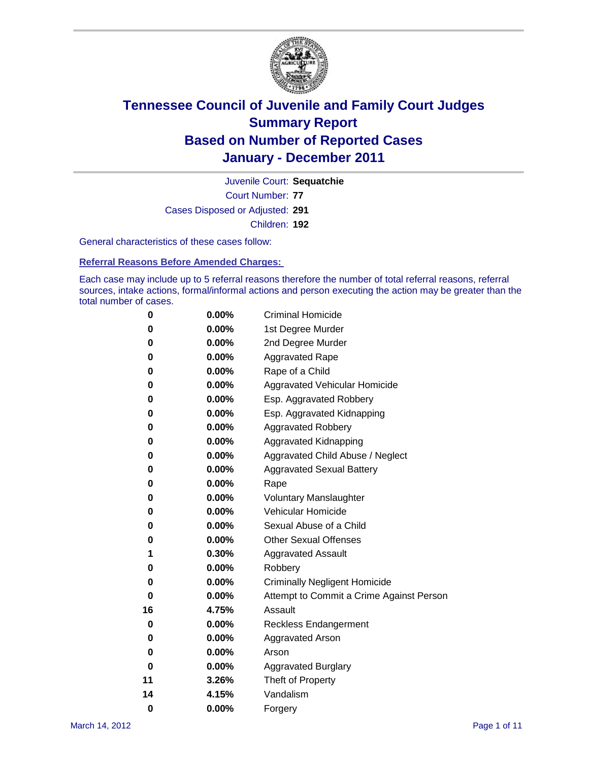# Tennessee Council of Juvenile and Family Court Judges
## Summary Report
## Based on Number of Reported Cases
## January - December 2011

Juvenile Court: **Sequatchie**

Court Number: **77**

Cases Disposed or Adjusted: **291**

Children: **192**

General characteristics of these cases follow:

**Referral Reasons Before Amended Charges:**

Each case may include up to 5 referral reasons therefore the number of total referral reasons, referral sources, intake actions, formal/informal actions and person executing the action may be greater than the total number of cases.

| Count | Percent | Referral Reason |
|---|---|---|
| 0 | 0.00% | Criminal Homicide |
| 0 | 0.00% | 1st Degree Murder |
| 0 | 0.00% | 2nd Degree Murder |
| 0 | 0.00% | Aggravated Rape |
| 0 | 0.00% | Rape of a Child |
| 0 | 0.00% | Aggravated Vehicular Homicide |
| 0 | 0.00% | Esp. Aggravated Robbery |
| 0 | 0.00% | Esp. Aggravated Kidnapping |
| 0 | 0.00% | Aggravated Robbery |
| 0 | 0.00% | Aggravated Kidnapping |
| 0 | 0.00% | Aggravated Child Abuse / Neglect |
| 0 | 0.00% | Aggravated Sexual Battery |
| 0 | 0.00% | Rape |
| 0 | 0.00% | Voluntary Manslaughter |
| 0 | 0.00% | Vehicular Homicide |
| 0 | 0.00% | Sexual Abuse of a Child |
| 0 | 0.00% | Other Sexual Offenses |
| 1 | 0.30% | Aggravated Assault |
| 0 | 0.00% | Robbery |
| 0 | 0.00% | Criminally Negligent Homicide |
| 0 | 0.00% | Attempt to Commit a Crime Against Person |
| 16 | 4.75% | Assault |
| 0 | 0.00% | Reckless Endangerment |
| 0 | 0.00% | Aggravated Arson |
| 0 | 0.00% | Arson |
| 0 | 0.00% | Aggravated Burglary |
| 11 | 3.26% | Theft of Property |
| 14 | 4.15% | Vandalism |
| 0 | 0.00% | Forgery |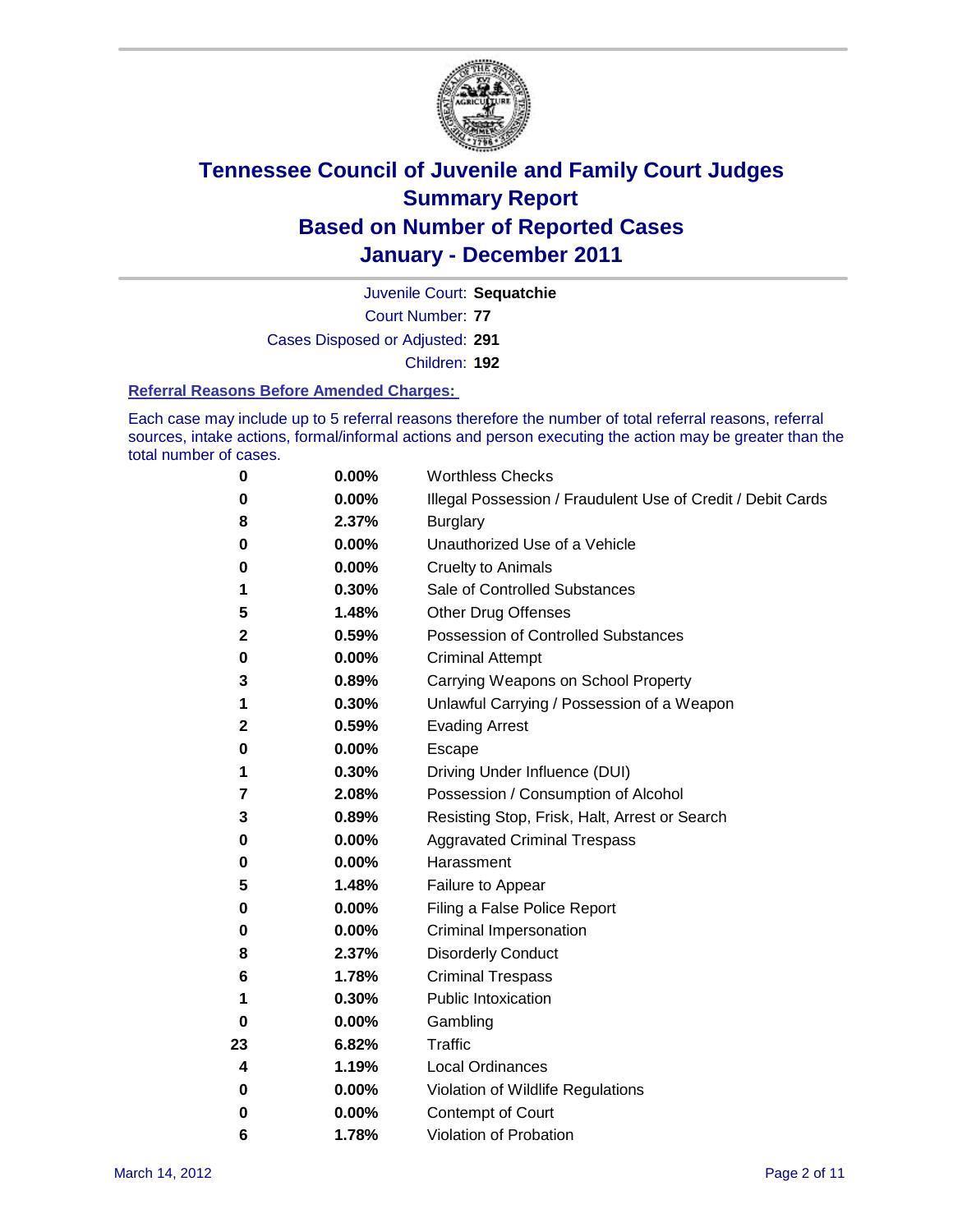# Tennessee Council of Juvenile and Family Court Judges
## Summary Report
## Based on Number of Reported Cases
## January - December 2011

Juvenile Court: **Sequatchie**

Court Number: **77**

Cases Disposed or Adjusted: **291**

Children: **192**

### Referral Reasons Before Amended Charges:

Each case may include up to 5 referral reasons therefore the number of total referral reasons, referral sources, intake actions, formal/informal actions and person executing the action may be greater than the total number of cases.

| | | |
|---|---|---|
| 0 | 0.00% | Worthless Checks |
| 0 | 0.00% | Illegal Possession / Fraudulent Use of Credit / Debit Cards |
| 8 | 2.37% | Burglary |
| 0 | 0.00% | Unauthorized Use of a Vehicle |
| 0 | 0.00% | Cruelty to Animals |
| 1 | 0.30% | Sale of Controlled Substances |
| 5 | 1.48% | Other Drug Offenses |
| 2 | 0.59% | Possession of Controlled Substances |
| 0 | 0.00% | Criminal Attempt |
| 3 | 0.89% | Carrying Weapons on School Property |
| 1 | 0.30% | Unlawful Carrying / Possession of a Weapon |
| 2 | 0.59% | Evading Arrest |
| 0 | 0.00% | Escape |
| 1 | 0.30% | Driving Under Influence (DUI) |
| 7 | 2.08% | Possession / Consumption of Alcohol |
| 3 | 0.89% | Resisting Stop, Frisk, Halt, Arrest or Search |
| 0 | 0.00% | Aggravated Criminal Trespass |
| 0 | 0.00% | Harassment |
| 5 | 1.48% | Failure to Appear |
| 0 | 0.00% | Filing a False Police Report |
| 0 | 0.00% | Criminal Impersonation |
| 8 | 2.37% | Disorderly Conduct |
| 6 | 1.78% | Criminal Trespass |
| 1 | 0.30% | Public Intoxication |
| 0 | 0.00% | Gambling |
| 23 | 6.82% | Traffic |
| 4 | 1.19% | Local Ordinances |
| 0 | 0.00% | Violation of Wildlife Regulations |
| 0 | 0.00% | Contempt of Court |
| 6 | 1.78% | Violation of Probation |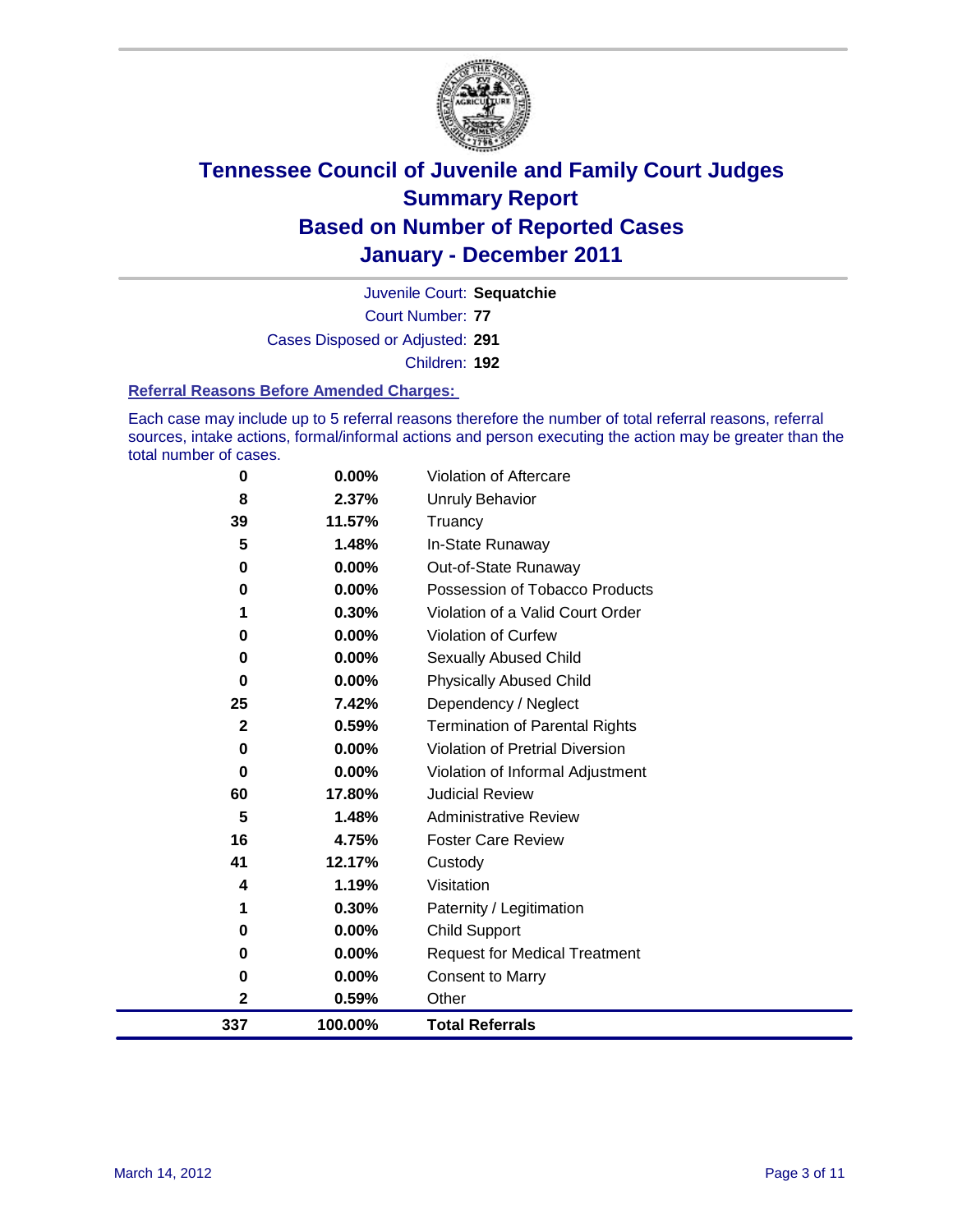# Tennessee Council of Juvenile and Family Court Judges
## Summary Report
## Based on Number of Reported Cases
## January - December 2011

Juvenile Court: **Sequatchie**
Court Number: **77**
Cases Disposed or Adjusted: **291**
Children: **192**

### Referral Reasons Before Amended Charges:

Each case may include up to 5 referral reasons therefore the number of total referral reasons, referral sources, intake actions, formal/informal actions and person executing the action may be greater than the total number of cases.

| Count | Percent | Referral Reason |
|---|---|---|
| 0 | 0.00% | Violation of Aftercare |
| 8 | 2.37% | Unruly Behavior |
| 39 | 11.57% | Truancy |
| 5 | 1.48% | In-State Runaway |
| 0 | 0.00% | Out-of-State Runaway |
| 0 | 0.00% | Possession of Tobacco Products |
| 1 | 0.30% | Violation of a Valid Court Order |
| 0 | 0.00% | Violation of Curfew |
| 0 | 0.00% | Sexually Abused Child |
| 0 | 0.00% | Physically Abused Child |
| 25 | 7.42% | Dependency / Neglect |
| 2 | 0.59% | Termination of Parental Rights |
| 0 | 0.00% | Violation of Pretrial Diversion |
| 0 | 0.00% | Violation of Informal Adjustment |
| 60 | 17.80% | Judicial Review |
| 5 | 1.48% | Administrative Review |
| 16 | 4.75% | Foster Care Review |
| 41 | 12.17% | Custody |
| 4 | 1.19% | Visitation |
| 1 | 0.30% | Paternity / Legitimation |
| 0 | 0.00% | Child Support |
| 0 | 0.00% | Request for Medical Treatment |
| 0 | 0.00% | Consent to Marry |
| 2 | 0.59% | Other |
| **337** | **100.00%** | **Total Referrals** |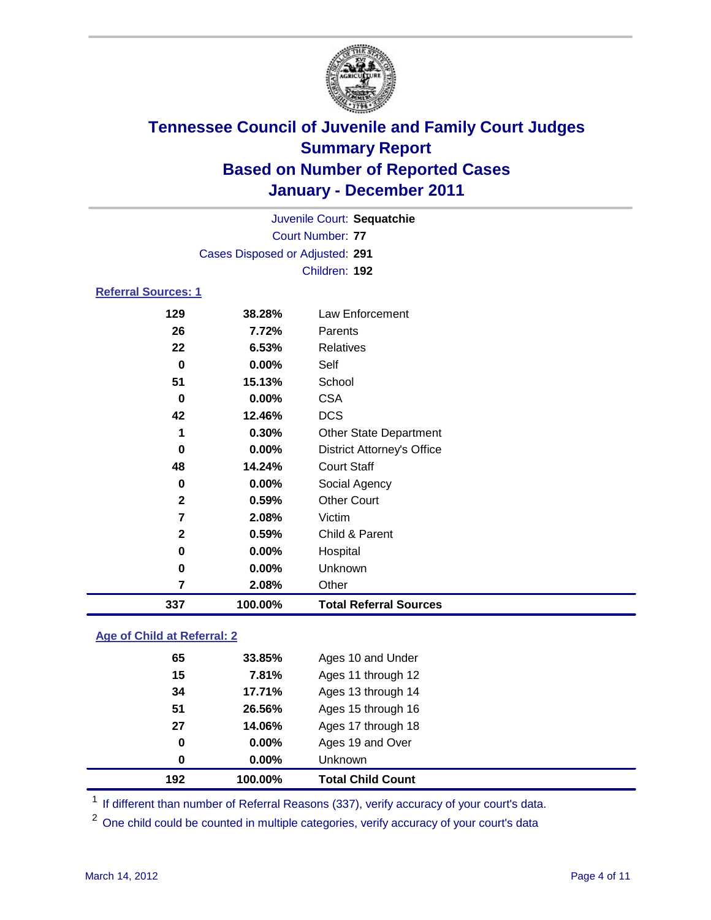# Tennessee Council of Juvenile and Family Court Judges
## Summary Report
## Based on Number of Reported Cases
## January - December 2011

Juvenile Court: **Sequatchie**

Court Number: **77**

Cases Disposed or Adjusted: **291**

Children: **192**

### Referral Sources: 1

| Count | Percent | Source |
|---|---|---|
| 129 | 38.28% | Law Enforcement |
| 26 | 7.72% | Parents |
| 22 | 6.53% | Relatives |
| 0 | 0.00% | Self |
| 51 | 15.13% | School |
| 0 | 0.00% | CSA |
| 42 | 12.46% | DCS |
| 1 | 0.30% | Other State Department |
| 0 | 0.00% | District Attorney's Office |
| 48 | 14.24% | Court Staff |
| 0 | 0.00% | Social Agency |
| 2 | 0.59% | Other Court |
| 7 | 2.08% | Victim |
| 2 | 0.59% | Child & Parent |
| 0 | 0.00% | Hospital |
| 0 | 0.00% | Unknown |
| 7 | 2.08% | Other |
| **337** | **100.00%** | **Total Referral Sources** |

### Age of Child at Referral: 2

| Count | Percent | Age |
|---|---|---|
| 65 | 33.85% | Ages 10 and Under |
| 15 | 7.81% | Ages 11 through 12 |
| 34 | 17.71% | Ages 13 through 14 |
| 51 | 26.56% | Ages 15 through 16 |
| 27 | 14.06% | Ages 17 through 18 |
| 0 | 0.00% | Ages 19 and Over |
| 0 | 0.00% | Unknown |
| **192** | **100.00%** | **Total Child Count** |

[1] If different than number of Referral Reasons (337), verify accuracy of your court's data.

[2] One child could be counted in multiple categories, verify accuracy of your court's data

March 14, 2012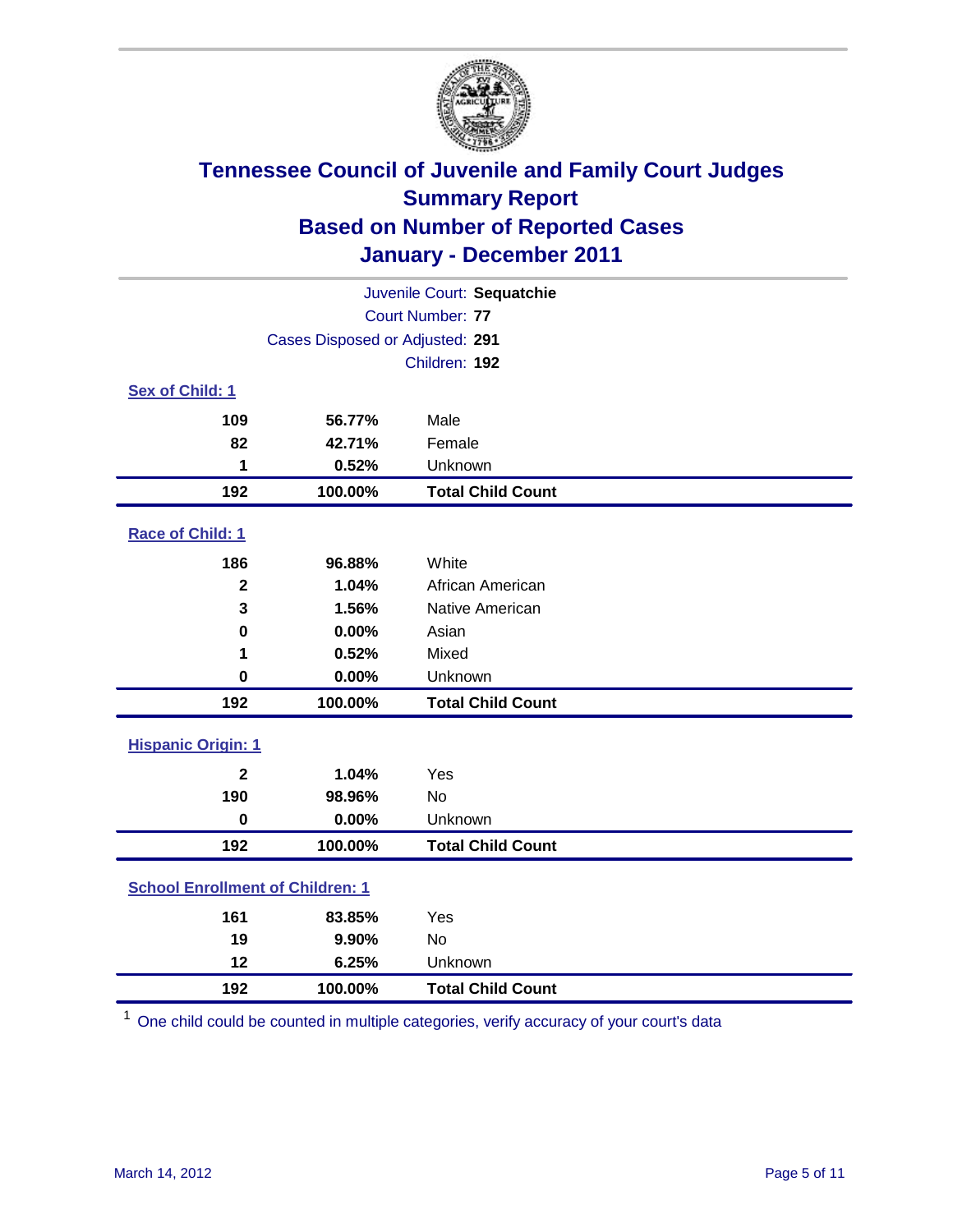# Tennessee Council of Juvenile and Family Court Judges
## Summary Report
## Based on Number of Reported Cases
## January - December 2011

Juvenile Court: **Sequatchie**
Court Number: **77**
Cases Disposed or Adjusted: **291**
Children: **192**

### Sex of Child: [1]

| Count | Percent | Category |
|---|---|---|
| 109 | 56.77% | Male |
| 82 | 42.71% | Female |
| 1 | 0.52% | Unknown |
| **192** | **100.00%** | **Total Child Count** |

### Race of Child: [1]

| Count | Percent | Category |
|---|---|---|
| 186 | 96.88% | White |
| 2 | 1.04% | African American |
| 3 | 1.56% | Native American |
| 0 | 0.00% | Asian |
| 1 | 0.52% | Mixed |
| 0 | 0.00% | Unknown |
| **192** | **100.00%** | **Total Child Count** |

### Hispanic Origin: [1]

| Count | Percent | Category |
|---|---|---|
| 2 | 1.04% | Yes |
| 190 | 98.96% | No |
| 0 | 0.00% | Unknown |
| **192** | **100.00%** | **Total Child Count** |

### School Enrollment of Children: [1]

| Count | Percent | Category |
|---|---|---|
| 161 | 83.85% | Yes |
| 19 | 9.90% | No |
| 12 | 6.25% | Unknown |
| **192** | **100.00%** | **Total Child Count** |

[1] One child could be counted in multiple categories, verify accuracy of your court's data

March 14, 2012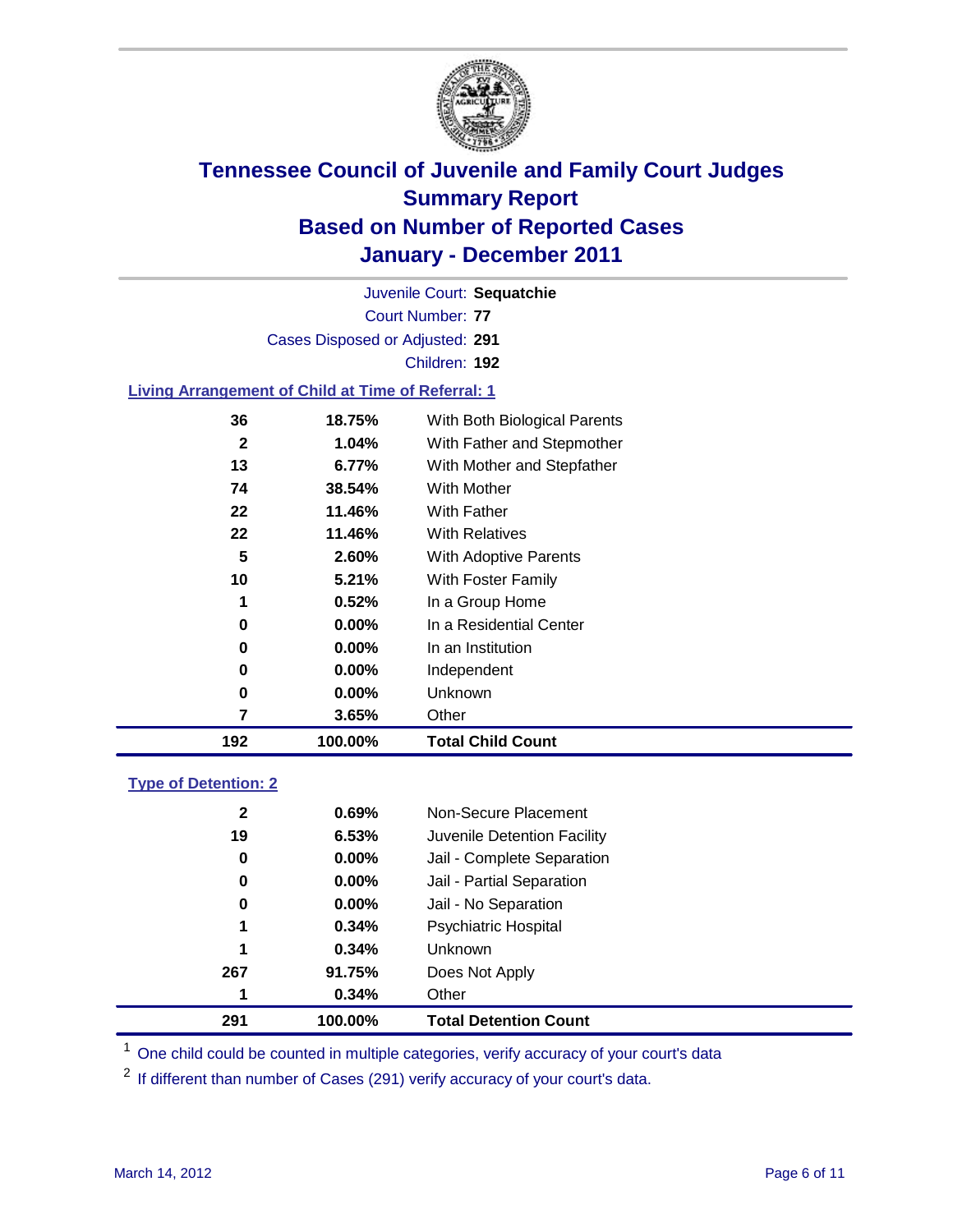# Tennessee Council of Juvenile and Family Court Judges
## Summary Report
## Based on Number of Reported Cases
## January - December 2011

Juvenile Court: **Sequatchie**

Court Number: **77**

Cases Disposed or Adjusted: **291**

Children: **192**

### Living Arrangement of Child at Time of Referral: 1

| Count | Percent | Category |
|---|---|---|
| 36 | 18.75% | With Both Biological Parents |
| 2 | 1.04% | With Father and Stepmother |
| 13 | 6.77% | With Mother and Stepfather |
| 74 | 38.54% | With Mother |
| 22 | 11.46% | With Father |
| 22 | 11.46% | With Relatives |
| 5 | 2.60% | With Adoptive Parents |
| 10 | 5.21% | With Foster Family |
| 1 | 0.52% | In a Group Home |
| 0 | 0.00% | In a Residential Center |
| 0 | 0.00% | In an Institution |
| 0 | 0.00% | Independent |
| 0 | 0.00% | Unknown |
| 7 | 3.65% | Other |
| **192** | **100.00%** | **Total Child Count** |

### Type of Detention: 2

| Count | Percent | Category |
|---|---|---|
| 2 | 0.69% | Non-Secure Placement |
| 19 | 6.53% | Juvenile Detention Facility |
| 0 | 0.00% | Jail - Complete Separation |
| 0 | 0.00% | Jail - Partial Separation |
| 0 | 0.00% | Jail - No Separation |
| 1 | 0.34% | Psychiatric Hospital |
| 1 | 0.34% | Unknown |
| 267 | 91.75% | Does Not Apply |
| 1 | 0.34% | Other |
| **291** | **100.00%** | **Total Detention Count** |

[1] One child could be counted in multiple categories, verify accuracy of your court's data

[2] If different than number of Cases (291) verify accuracy of your court's data.

March 14, 2012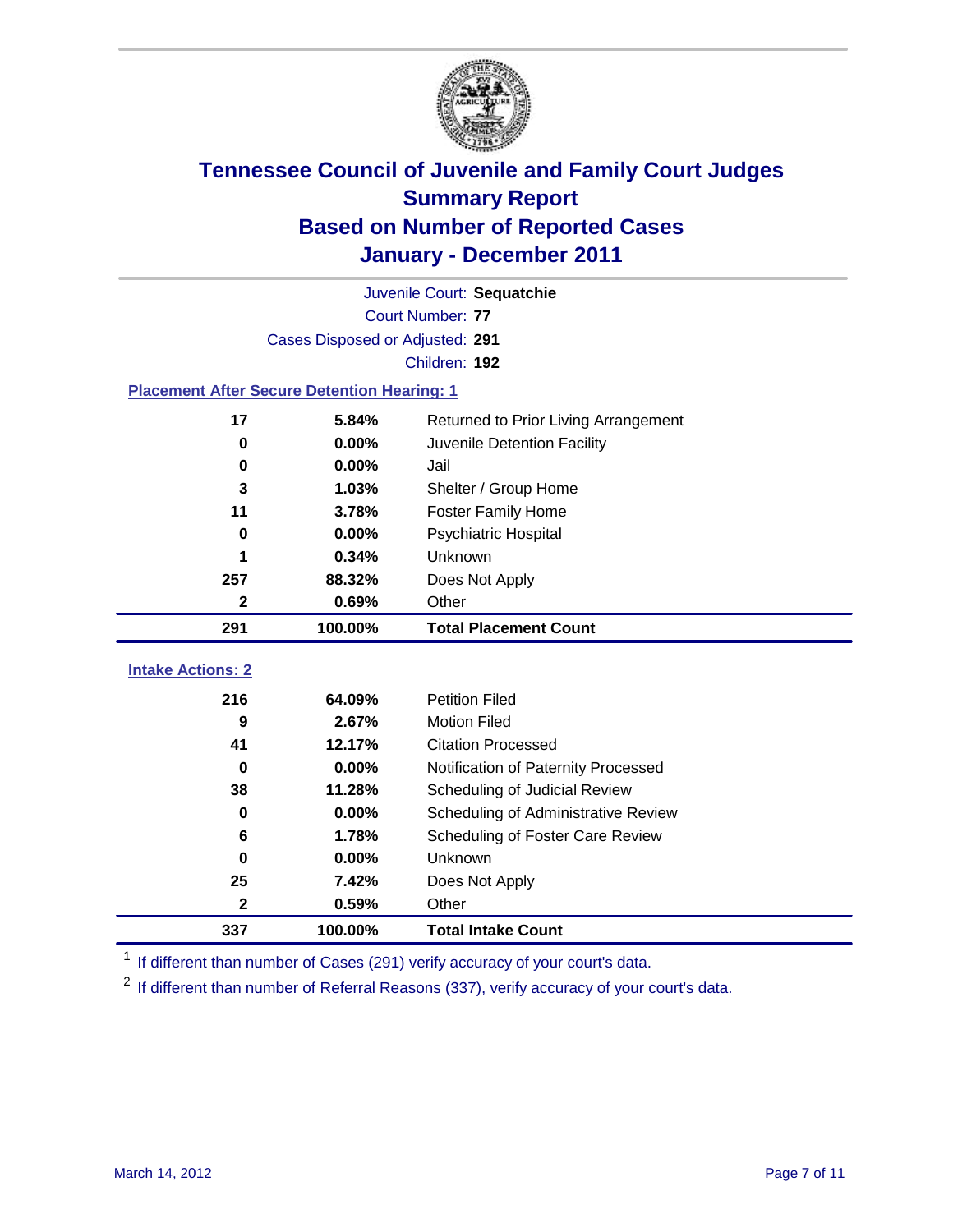# Tennessee Council of Juvenile and Family Court Judges
## Summary Report
## Based on Number of Reported Cases
## January - December 2011

Juvenile Court: **Sequatchie**
Court Number: **77**
Cases Disposed or Adjusted: **291**
Children: **192**

### Placement After Secure Detention Hearing: 1

| | | |
|---|---|---|
| 17 | 5.84% | Returned to Prior Living Arrangement |
| 0 | 0.00% | Juvenile Detention Facility |
| 0 | 0.00% | Jail |
| 3 | 1.03% | Shelter / Group Home |
| 11 | 3.78% | Foster Family Home |
| 0 | 0.00% | Psychiatric Hospital |
| 1 | 0.34% | Unknown |
| 257 | 88.32% | Does Not Apply |
| 2 | 0.69% | Other |
| **291** | **100.00%** | **Total Placement Count** |

### Intake Actions: 2

| | | |
|---|---|---|
| 216 | 64.09% | Petition Filed |
| 9 | 2.67% | Motion Filed |
| 41 | 12.17% | Citation Processed |
| 0 | 0.00% | Notification of Paternity Processed |
| 38 | 11.28% | Scheduling of Judicial Review |
| 0 | 0.00% | Scheduling of Administrative Review |
| 6 | 1.78% | Scheduling of Foster Care Review |
| 0 | 0.00% | Unknown |
| 25 | 7.42% | Does Not Apply |
| 2 | 0.59% | Other |
| **337** | **100.00%** | **Total Intake Count** |

[1] If different than number of Cases (291) verify accuracy of your court's data.

[2] If different than number of Referral Reasons (337), verify accuracy of your court's data.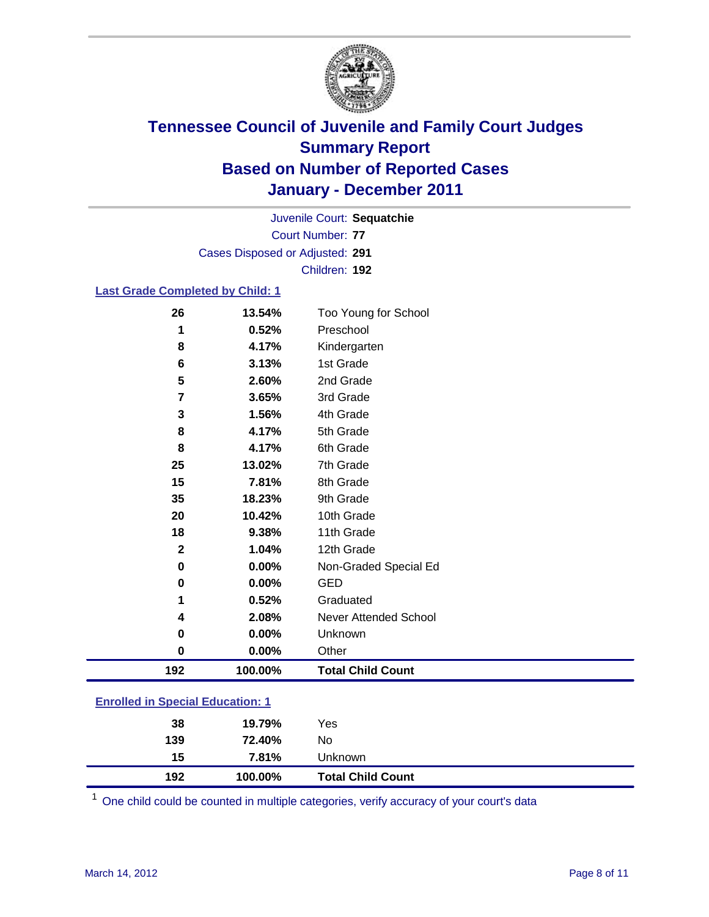# Tennessee Council of Juvenile and Family Court Judges
## Summary Report
## Based on Number of Reported Cases
## January - December 2011

Juvenile Court: **Sequatchie**
Court Number: **77**
Cases Disposed or Adjusted: **291**
Children: **192**

### Last Grade Completed by Child: 1

| Count | Percent | Category |
|---|---|---|
| 26 | 13.54% | Too Young for School |
| 1 | 0.52% | Preschool |
| 8 | 4.17% | Kindergarten |
| 6 | 3.13% | 1st Grade |
| 5 | 2.60% | 2nd Grade |
| 7 | 3.65% | 3rd Grade |
| 3 | 1.56% | 4th Grade |
| 8 | 4.17% | 5th Grade |
| 8 | 4.17% | 6th Grade |
| 25 | 13.02% | 7th Grade |
| 15 | 7.81% | 8th Grade |
| 35 | 18.23% | 9th Grade |
| 20 | 10.42% | 10th Grade |
| 18 | 9.38% | 11th Grade |
| 2 | 1.04% | 12th Grade |
| 0 | 0.00% | Non-Graded Special Ed |
| 0 | 0.00% | GED |
| 1 | 0.52% | Graduated |
| 4 | 2.08% | Never Attended School |
| 0 | 0.00% | Unknown |
| 0 | 0.00% | Other |
| **192** | **100.00%** | **Total Child Count** |

### Enrolled in Special Education: 1

| Count | Percent | Category |
|---|---|---|
| 38 | 19.79% | Yes |
| 139 | 72.40% | No |
| 15 | 7.81% | Unknown |
| **192** | **100.00%** | **Total Child Count** |

[1] One child could be counted in multiple categories, verify accuracy of your court's data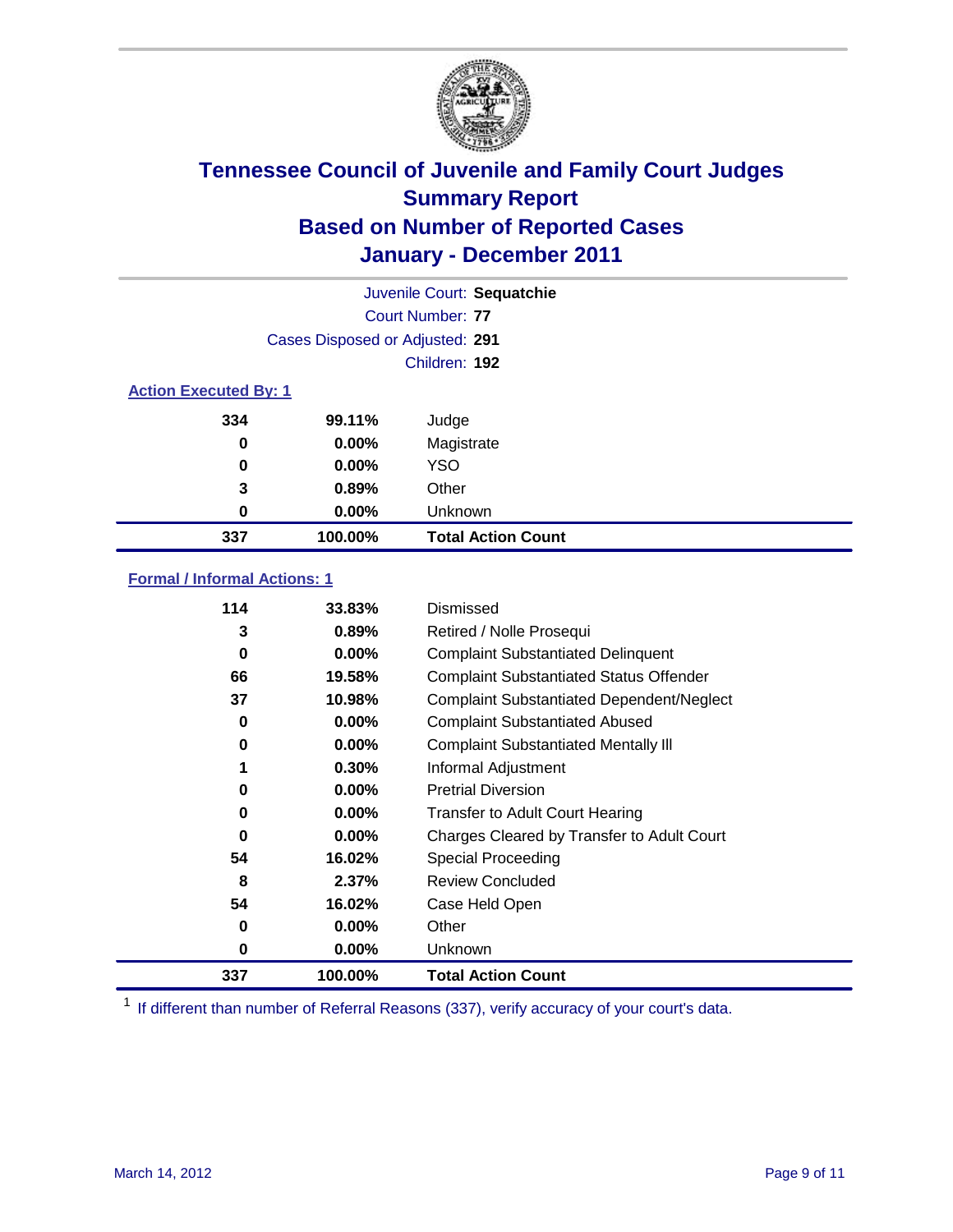# Tennessee Council of Juvenile and Family Court Judges
## Summary Report
## Based on Number of Reported Cases
## January - December 2011

Juvenile Court: **Sequatchie**
Court Number: **77**
Cases Disposed or Adjusted: **291**
Children: **192**

### Action Executed By: 1

| Count | Percent | Category |
|---|---|---|
| 334 | 99.11% | Judge |
| 0 | 0.00% | Magistrate |
| 0 | 0.00% | YSO |
| 3 | 0.89% | Other |
| 0 | 0.00% | Unknown |
| **337** | **100.00%** | **Total Action Count** |

### Formal / Informal Actions: 1

| Count | Percent | Category |
|---|---|---|
| 114 | 33.83% | Dismissed |
| 3 | 0.89% | Retired / Nolle Prosequi |
| 0 | 0.00% | Complaint Substantiated Delinquent |
| 66 | 19.58% | Complaint Substantiated Status Offender |
| 37 | 10.98% | Complaint Substantiated Dependent/Neglect |
| 0 | 0.00% | Complaint Substantiated Abused |
| 0 | 0.00% | Complaint Substantiated Mentally Ill |
| 1 | 0.30% | Informal Adjustment |
| 0 | 0.00% | Pretrial Diversion |
| 0 | 0.00% | Transfer to Adult Court Hearing |
| 0 | 0.00% | Charges Cleared by Transfer to Adult Court |
| 54 | 16.02% | Special Proceeding |
| 8 | 2.37% | Review Concluded |
| 54 | 16.02% | Case Held Open |
| 0 | 0.00% | Other |
| 0 | 0.00% | Unknown |
| **337** | **100.00%** | **Total Action Count** |

[1] If different than number of Referral Reasons (337), verify accuracy of your court's data.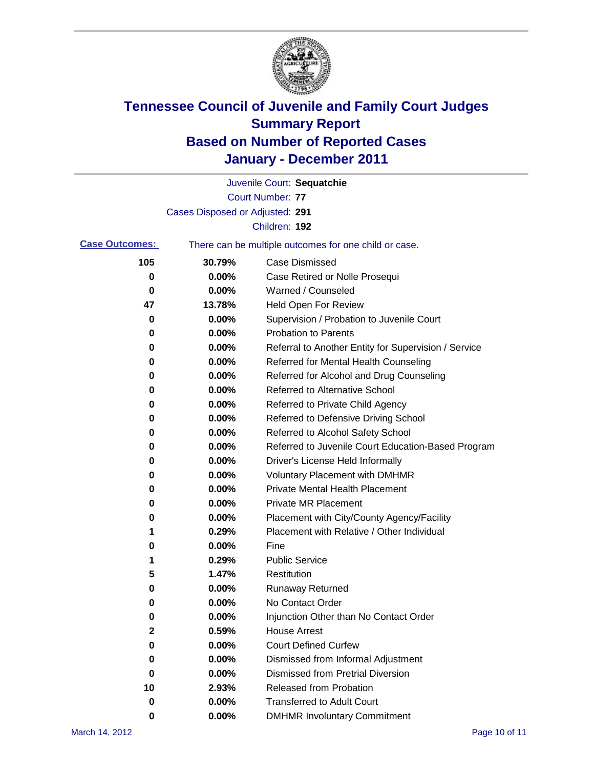# Tennessee Council of Juvenile and Family Court Judges
## Summary Report
## Based on Number of Reported Cases
## January - December 2011

Juvenile Court: **Sequatchie**

Court Number: **77**

Cases Disposed or Adjusted: **291**

Children: **192**

**Case Outcomes:** There can be multiple outcomes for one child or case.

| Count | Percent | Outcome |
|---|---|---|
| 105 | 30.79% | Case Dismissed |
| 0 | 0.00% | Case Retired or Nolle Prosequi |
| 0 | 0.00% | Warned / Counseled |
| 47 | 13.78% | Held Open For Review |
| 0 | 0.00% | Supervision / Probation to Juvenile Court |
| 0 | 0.00% | Probation to Parents |
| 0 | 0.00% | Referral to Another Entity for Supervision / Service |
| 0 | 0.00% | Referred for Mental Health Counseling |
| 0 | 0.00% | Referred for Alcohol and Drug Counseling |
| 0 | 0.00% | Referred to Alternative School |
| 0 | 0.00% | Referred to Private Child Agency |
| 0 | 0.00% | Referred to Defensive Driving School |
| 0 | 0.00% | Referred to Alcohol Safety School |
| 0 | 0.00% | Referred to Juvenile Court Education-Based Program |
| 0 | 0.00% | Driver's License Held Informally |
| 0 | 0.00% | Voluntary Placement with DMHMR |
| 0 | 0.00% | Private Mental Health Placement |
| 0 | 0.00% | Private MR Placement |
| 0 | 0.00% | Placement with City/County Agency/Facility |
| 1 | 0.29% | Placement with Relative / Other Individual |
| 0 | 0.00% | Fine |
| 1 | 0.29% | Public Service |
| 5 | 1.47% | Restitution |
| 0 | 0.00% | Runaway Returned |
| 0 | 0.00% | No Contact Order |
| 0 | 0.00% | Injunction Other than No Contact Order |
| 2 | 0.59% | House Arrest |
| 0 | 0.00% | Court Defined Curfew |
| 0 | 0.00% | Dismissed from Informal Adjustment |
| 0 | 0.00% | Dismissed from Pretrial Diversion |
| 10 | 2.93% | Released from Probation |
| 0 | 0.00% | Transferred to Adult Court |
| 0 | 0.00% | DMHMR Involuntary Commitment |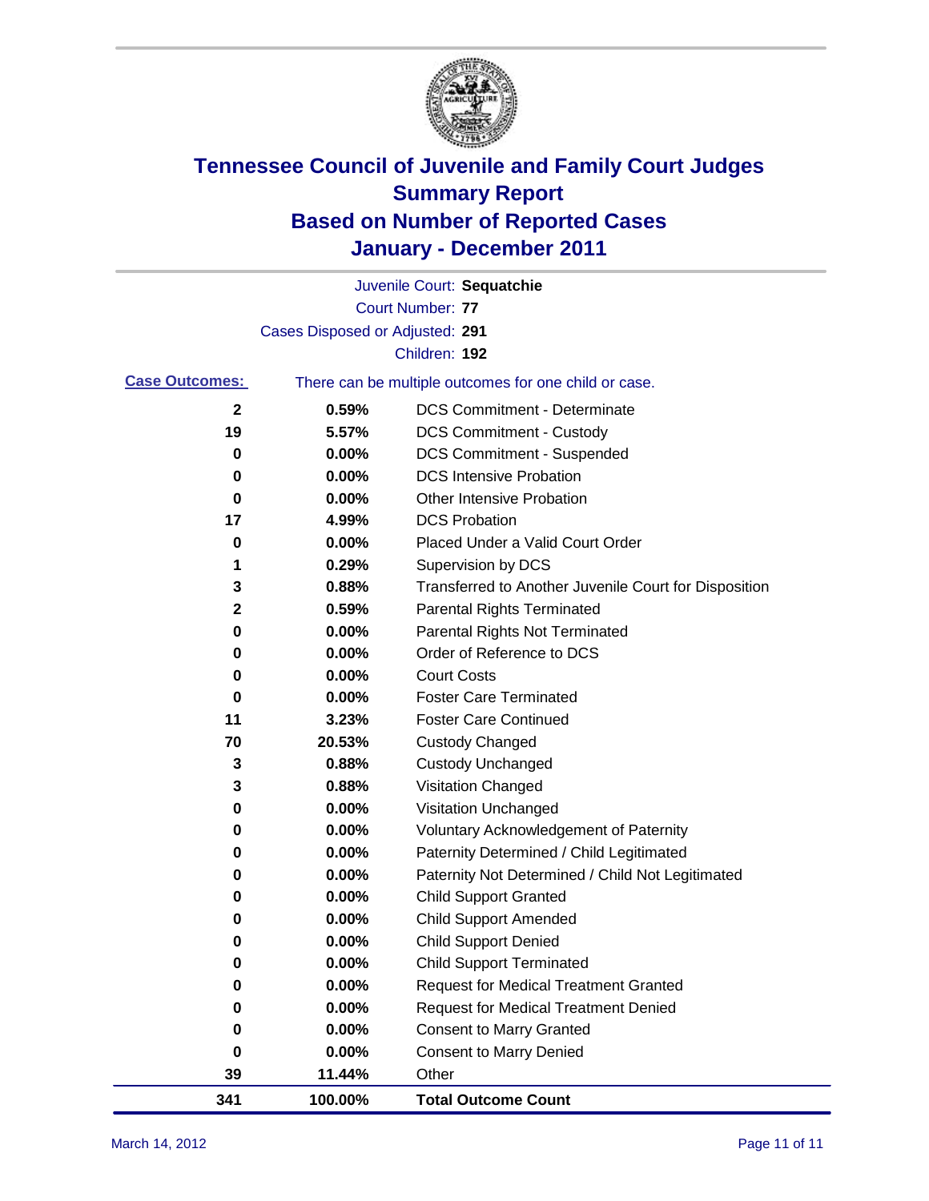# Tennessee Council of Juvenile and Family Court Judges
## Summary Report
## Based on Number of Reported Cases
## January - December 2011

Juvenile Court: **Sequatchie**

Court Number: **77**

Cases Disposed or Adjusted: **291**

Children: **192**

**Case Outcomes:** There can be multiple outcomes for one child or case.

| | | |
|---|---|---|
| 2 | 0.59% | DCS Commitment - Determinate |
| 19 | 5.57% | DCS Commitment - Custody |
| 0 | 0.00% | DCS Commitment - Suspended |
| 0 | 0.00% | DCS Intensive Probation |
| 0 | 0.00% | Other Intensive Probation |
| 17 | 4.99% | DCS Probation |
| 0 | 0.00% | Placed Under a Valid Court Order |
| 1 | 0.29% | Supervision by DCS |
| 3 | 0.88% | Transferred to Another Juvenile Court for Disposition |
| 2 | 0.59% | Parental Rights Terminated |
| 0 | 0.00% | Parental Rights Not Terminated |
| 0 | 0.00% | Order of Reference to DCS |
| 0 | 0.00% | Court Costs |
| 0 | 0.00% | Foster Care Terminated |
| 11 | 3.23% | Foster Care Continued |
| 70 | 20.53% | Custody Changed |
| 3 | 0.88% | Custody Unchanged |
| 3 | 0.88% | Visitation Changed |
| 0 | 0.00% | Visitation Unchanged |
| 0 | 0.00% | Voluntary Acknowledgement of Paternity |
| 0 | 0.00% | Paternity Determined / Child Legitimated |
| 0 | 0.00% | Paternity Not Determined / Child Not Legitimated |
| 0 | 0.00% | Child Support Granted |
| 0 | 0.00% | Child Support Amended |
| 0 | 0.00% | Child Support Denied |
| 0 | 0.00% | Child Support Terminated |
| 0 | 0.00% | Request for Medical Treatment Granted |
| 0 | 0.00% | Request for Medical Treatment Denied |
| 0 | 0.00% | Consent to Marry Granted |
| 0 | 0.00% | Consent to Marry Denied |
| 39 | 11.44% | Other |
| **341** | **100.00%** | **Total Outcome Count** |

March 14, 2012